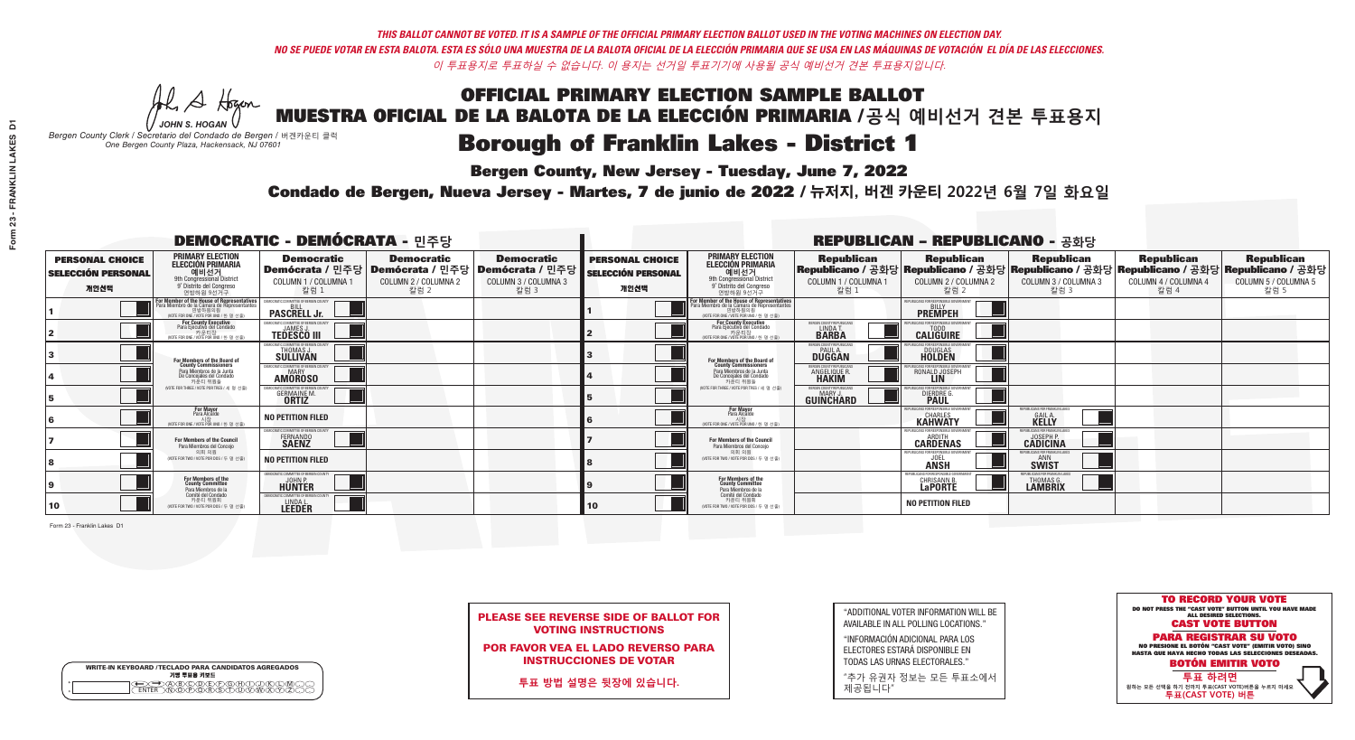*THIS BALLOT CANNOT BE VOTED. IT IS A SAMPLE OF THE OFFICIAL PRIMARY ELECTION BALLOT USED IN THE VOTING MACHINES ON ELECTION DAY.*
*NO SE PUEDE VOTAR EN ESTA BALOTA. ESTA ES SÓLO UNA MUESTRA DE LA BALOTA OFICIAL DE LA ELECCIÓN PRIMARIA QUE SE USA EN LAS MÁQUINAS DE VOTACIÓN EL DÍA DE LAS ELECCIONES.*
*이 투표용지로 투표하실 수 없습니다. 이 용지는 선거일 투표기기에 사용될 공식 예비선거 견본 투표용지입니다.*

JOHN S. HOGAN
*Bergen County Clerk / Secretario del Condado de Bergen / 버겐카운티 클럭*
*One Bergen County Plaza, Hackensack, NJ 07601*

# OFFICIAL PRIMARY ELECTION SAMPLE BALLOT
# MUESTRA OFICIAL DE LA BALOTA DE LA ELECCIÓN PRIMARIA /공식 예비선거 견본 투표용지
# Borough of Franklin Lakes - District 1

**Bergen County, New Jersey - Tuesday, June 7, 2022**

**Condado de Bergen, Nueva Jersey - Martes, 7 de junio de 2022 / 뉴저지, 버겐 카운티 2022년 6월 7일 화요일**

## DEMOCRATIC - DEMÓCRATA - 민주당

| PERSONAL CHOICE / SELECCIÓN PERSONAL / 개인선택 | PRIMARY ELECTION / ELECCIÓN PRIMARIA / 예비선거 (9th Congressional District / 9° Distrito del Congreso / 연방하원 9선거구) | Democratic / Demócrata / 민주당 COLUMN 1 / COLUMNA 1 / 칼럼 1 | Democratic / Demócrata / 민주당 COLUMN 2 / COLUMNA 2 / 칼럼 2 | Democratic / Demócrata / 민주당 COLUMN 3 / COLUMNA 3 / 칼럼 3 |
|---|---|---|---|---|
| 1 | For Member of the House of Representatives / Para Miembro de la Cámara de Representantes / 연방하원의원 (VOTE FOR ONE / VOTE POR UNO / 한 명 선출) | BILL PASCRELL Jr. | | |
| 2 | For County Executive / Para Ejecutivo del Condado / 카운티장 (VOTE FOR ONE / VOTE POR UNO / 한 명 선출) | JAMES J. TEDESCO III | | |
| 3 | For Members of the Board of County Commissioners / Para Miembros de la Junta De Concejales del Condado / 카운티 위원들 (VOTE FOR THREE / VOTE POR TRES / 세 명 선출) | THOMAS J. SULLIVAN | | |
| 4 | | MARY AMOROSO | | |
| 5 | | GERMAINE M. ORTIZ | | |
| 6 | For Mayor / Para Alcalde / 시장 (VOTE FOR ONE / VOTE POR UNO / 한 명 선출) | NO PETITION FILED | | |
| 7 | For Members of the Council / Para Miembros del Concejo / 의회 의원 (VOTE FOR TWO / VOTE POR DOS / 두 명 선출) | FERNANDO SAENZ | | |
| 8 | | NO PETITION FILED | | |
| 9 | For Members of the County Committee / Para Miembros de la Comité del Condado / 카운티 위원회 (VOTE FOR TWO / VOTE POR DOS / 두 명 선출) | JOHN P. HUNTER | | |
| 10 | | LINDA L. LEEDER | | |

## REPUBLICAN - REPUBLICANO - 공화당

| PERSONAL CHOICE / SELECCIÓN PERSONAL / 개인선택 | PRIMARY ELECTION / ELECCIÓN PRIMARIA / 예비선거 (9th Congressional District / 9° Distrito del Congreso / 연방하원 9선거구) | Republican / Republicano / 공화당 COLUMN 1 / COLUMNA 1 / 칼럼 1 | Republican / Republicano / 공화당 COLUMN 2 / COLUMNA 2 / 칼럼 2 | Republican / Republicano / 공화당 COLUMN 3 / COLUMNA 3 / 칼럼 3 | Republican / Republicano / 공화당 COLUMN 4 / COLUMNA 4 / 칼럼 4 | Republican / Republicano / 공화당 COLUMN 5 / COLUMNA 5 / 칼럼 5 |
|---|---|---|---|---|---|---|
| 1 | For Member of the House of Representatives / Para Miembro de la Cámara de Representantes / 연방하원의원 (VOTE FOR ONE / VOTE POR UNO / 한 명 선출) | | BILLY PREMPEH | | | |
| 2 | For County Executive / Para Ejecutivo del Condado / 카운티장 (VOTE FOR ONE / VOTE POR UNO / 한 명 선출) | LINDA T. BARBA | TODD CALIGUIRE | | | |
| 3 | For Members of the Board of County Commissioners / Para Miembros de la Junta De Concejales del Condado / 카운티 위원들 (VOTE FOR THREE / VOTE POR TRES / 세 명 선출) | PAUL A. DUGGAN | DOUGLAS HOLDEN | | | |
| 4 | | ANGELIQUE R. HAKIM | RONALD JOSEPH LIN | | | |
| 5 | | MARY J. GUINCHARD | DIERDRE G. PAUL | | | |
| 6 | For Mayor / Para Alcalde / 시장 (VOTE FOR ONE / VOTE POR UNO / 한 명 선출) | | CHARLES KAHWATY | GAIL A. KELLY | | |
| 7 | For Members of the Council / Para Miembros del Concejo / 의회 의원 (VOTE FOR TWO / VOTE POR DOS / 두 명 선출) | | ARDITH CARDENAS | JOSEPH P. CADICINA | | |
| 8 | | | JOEL ANSH | ANN SWIST | | |
| 9 | For Members of the County Committee / Para Miembros de la Comité del Condado / 카운티 위원회 (VOTE FOR TWO / VOTE POR DOS / 두 명 선출) | | CHRISANN B. LaPORTE | THOMAS G. LAMBRIX | | |
| 10 | | | NO PETITION FILED | | | |

Form 23 - Franklin Lakes D1

**PLEASE SEE REVERSE SIDE OF BALLOT FOR VOTING INSTRUCTIONS**

**POR FAVOR VEA EL LADO REVERSO PARA INSTRUCCIONES DE VOTAR**

**투표 방법 설명은 뒷장에 있습니다.**

"ADDITIONAL VOTER INFORMATION WILL BE AVAILABLE IN ALL POLLING LOCATIONS."

"INFORMACIÓN ADICIONAL PARA LOS ELECTORES ESTARÁ DISPONIBLE EN TODAS LAS URNAS ELECTORALES."

"추가 유권자 정보는 모든 투표소에서 제공됩니다"

**TO RECORD YOUR VOTE**
DO NOT PRESS THE "CAST VOTE" BUTTON UNTIL YOU HAVE MADE ALL DESIRED SELECTIONS.
**CAST VOTE BUTTON**
**PARA REGISTRAR SU VOTO**
NO PRESIONE EL BOTÓN "CAST VOTE" (EMITIR VOTO) SINO HASTA QUE HAYA HECHO TODAS LAS SELECCIONES DESEADAS.
**BOTÓN EMITIR VOTO**
**투표 하려면**
원하는 모든 선택을 하기 전까지 투표(CAST VOTE)버튼을 누르지 마세요.
**투표(CAST VOTE) 버튼**

WRITE-IN KEYBOARD /TECLADO PARA CANDIDATOS AGREGADOS
기명 투표용 키보드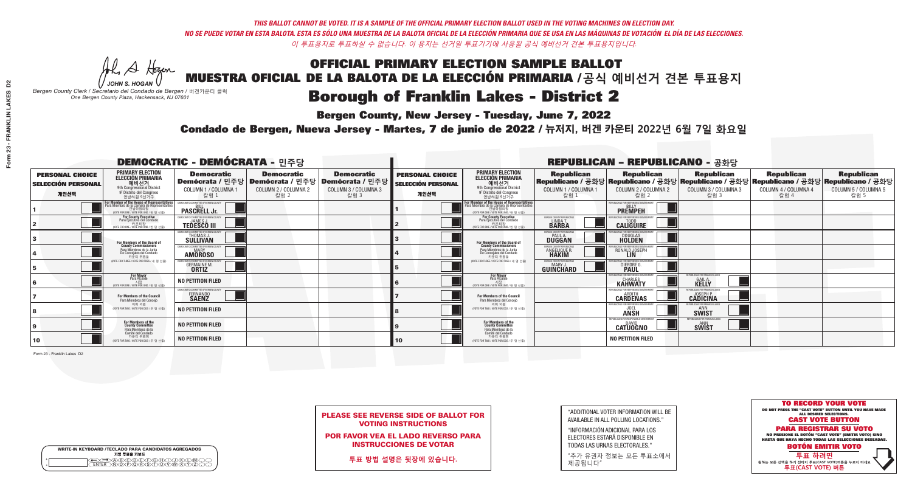THIS BALLOT CANNOT BE VOTED. IT IS A SAMPLE OF THE OFFICIAL PRIMARY ELECTION BALLOT USED IN THE VOTING MACHINES ON ELECTION DAY.
NO SE PUEDE VOTAR EN ESTA BALOTA. ESTA ES SÓLO UNA MUESTRA DE LA BALOTA OFICIAL DE LA ELECCIÓN PRIMARIA QUE SE USA EN LAS MÁQUINAS DE VOTACIÓN EL DÍA DE LAS ELECCIONES.
이 투표용지로 투표하실 수 없습니다. 이 용지는 선거일 투표기기에 사용될 공식 예비선거 견본 투표용지입니다.

JOHN S. HOGAN
Bergen County Clerk / Secretario del Condado de Bergen / 버겐카운티 클럭
One Bergen County Plaza, Hackensack, NJ 07601

# OFFICIAL PRIMARY ELECTION SAMPLE BALLOT
# MUESTRA OFICIAL DE LA BALOTA DE LA ELECCIÓN PRIMARIA /공식 예비선거 견본 투표용지
# Borough of Franklin Lakes - District 2

**Bergen County, New Jersey - Tuesday, June 7, 2022**

**Condado de Bergen, Nueva Jersey - Martes, 7 de junio de 2022 / 뉴저지, 버겐 카운티 2022년 6월 7일 화요일**

## DEMOCRATIC - DEMÓCRATA - 민주당

| PERSONAL CHOICE / SELECCIÓN PERSONAL / 개인선택 | PRIMARY ELECTION / ELECCIÓN PRIMARIA / 예비선거 (9th Congressional District / 9° Distrito del Congreso / 연방하원 9선거구) | Democratic / Demócrata / 민주당 COLUMN 1 / COLUMNA 1 / 칼럼 1 | Democratic / Demócrata / 민주당 COLUMN 2 / COLUMNA 2 / 칼럼 2 | Democratic / Demócrata / 민주당 COLUMN 3 / COLUMNA 3 / 칼럼 3 |
|---|---|---|---|---|
| 1 | For Member of the House of Representatives / Para Miembro de la Cámara de Representantes / 연방하원의원 (VOTE FOR ONE / VOTE POR UNO / 한 명 선출) | BILL PASCRELL Jr. | | |
| 2 | For County Executive / Para Ejecutivo del Condado / 카운티장 (VOTE FOR ONE / VOTE POR UNO / 한 명 선출) | JAMES J. TEDESCO III | | |
| 3 | For Members of the Board of County Commissioners / Para Miembros de la Junta De Concejales del Condado / 카운티 위원들 (VOTE FOR THREE / VOTE POR TRES / 세 명 선출) | THOMAS J. SULLIVAN | | |
| 4 | | MARY AMOROSO | | |
| 5 | | GERMAINE M. ORTIZ | | |
| 6 | For Mayor / Para Alcalde / 시장 (VOTE FOR ONE / VOTE POR UNO / 한 명 선출) | NO PETITION FILED | | |
| 7 | For Members of the Council / Para Miembros del Concejo / 의회 의원 (VOTE FOR TWO / VOTE POR DOS / 두 명 선출) | FERNANDO SAENZ | | |
| 8 | | NO PETITION FILED | | |
| 9 | For Members of the County Committee / Para Miembros de la Comité del Condado / 카운티 위원회 (VOTE FOR TWO / VOTE POR DOS / 두 명 선출) | NO PETITION FILED | | |
| 10 | | NO PETITION FILED | | |

## REPUBLICAN - REPUBLICANO - 공화당

| PERSONAL CHOICE / SELECCIÓN PERSONAL / 개인선택 | PRIMARY ELECTION / ELECCIÓN PRIMARIA / 예비선거 (9th Congressional District / 9° Distrito del Congreso / 연방하원 9선거구) | Republican / Republicano / 공화당 COLUMN 1 / COLUMNA 1 / 칼럼 1 | Republican / Republicano / 공화당 COLUMN 2 / COLUMNA 2 / 칼럼 2 | Republican / Republicano / 공화당 COLUMN 3 / COLUMNA 3 / 칼럼 3 | Republican / Republicano / 공화당 COLUMN 4 / COLUMNA 4 / 칼럼 4 | Republican / Republicano / 공화당 COLUMN 5 / COLUMNA 5 / 칼럼 5 |
|---|---|---|---|---|---|---|
| 1 | For Member of the House of Representatives / Para Miembro de la Cámara de Representantes / 연방하원의원 (VOTE FOR ONE / VOTE POR UNO / 한 명 선출) | | BILLY PREMPEH | | | |
| 2 | For County Executive / Para Ejecutivo del Condado / 카운티장 (VOTE FOR ONE / VOTE POR UNO / 한 명 선출) | LINDA T. BARBA | TODD CALIGUIRE | | | |
| 3 | For Members of the Board of County Commissioners / Para Miembros de la Junta De Concejales del Condado / 카운티 위원들 (VOTE FOR THREE / VOTE POR TRES / 세 명 선출) | PAUL A. DUGGAN | DOUGLAS HOLDEN | | | |
| 4 | | ANGELIQUE R. HAKIM | RONALD JOSEPH LIN | | | |
| 5 | | MARY J. GUINCHARD | DIERDRE G. PAUL | | | |
| 6 | For Mayor / Para Alcalde / 시장 (VOTE FOR ONE / VOTE POR UNO / 한 명 선출) | | CHARLES KAHWATY | GAIL A. KELLY | | |
| 7 | For Members of the Council / Para Miembros del Concejo / 의회 의원 (VOTE FOR TWO / VOTE POR DOS / 두 명 선출) | | ARDITH CARDENAS | JOSEPH P. CADICINA | | |
| 8 | | | JOEL ANSH | ANN SWIST | | |
| 9 | For Members of the County Committee / Para Miembros de la Comité del Condado / 카운티 위원회 (VOTE FOR TWO / VOTE POR DOS / 두 명 선출) | | DAVID CATUOGNO | ANN SWIST | | |
| 10 | | | NO PETITION FILED | | | |

Form 23 - Franklin Lakes D2

**PLEASE SEE REVERSE SIDE OF BALLOT FOR VOTING INSTRUCTIONS**

**POR FAVOR VEA EL LADO REVERSO PARA INSTRUCCIONES DE VOTAR**

**투표 방법 설명은 뒷장에 있습니다.**

"ADDITIONAL VOTER INFORMATION WILL BE AVAILABLE IN ALL POLLING LOCATIONS."

"INFORMACIÓN ADICIONAL PARA LOS ELECTORES ESTARÁ DISPONIBLE EN TODAS LAS URNAS ELECTORALES."

"추가 유권자 정보는 모든 투표소에서 제공됩니다"

WRITE-IN KEYBOARD /TECLADO PARA CANDIDATOS AGREGADOS
기명 투표용 키보드

**TO RECORD YOUR VOTE**
DO NOT PRESS THE "CAST VOTE" BUTTON UNTIL YOU HAVE MADE ALL DESIRED SELECTIONS.
**CAST VOTE BUTTON**

**PARA REGISTRAR SU VOTO**
NO PRESIONE EL BOTÓN "CAST VOTE" (EMITIR VOTO) SINO HASTA QUE HAYA HECHO TODAS LAS SELECCIONES DESEADAS.
**BOTÓN EMITIR VOTO**

**투표 하려면**
원하는 모든 선택을 하기 전까지 투표(CAST VOTE)버튼을 누르지 마세요
**투표(CAST VOTE) 버튼**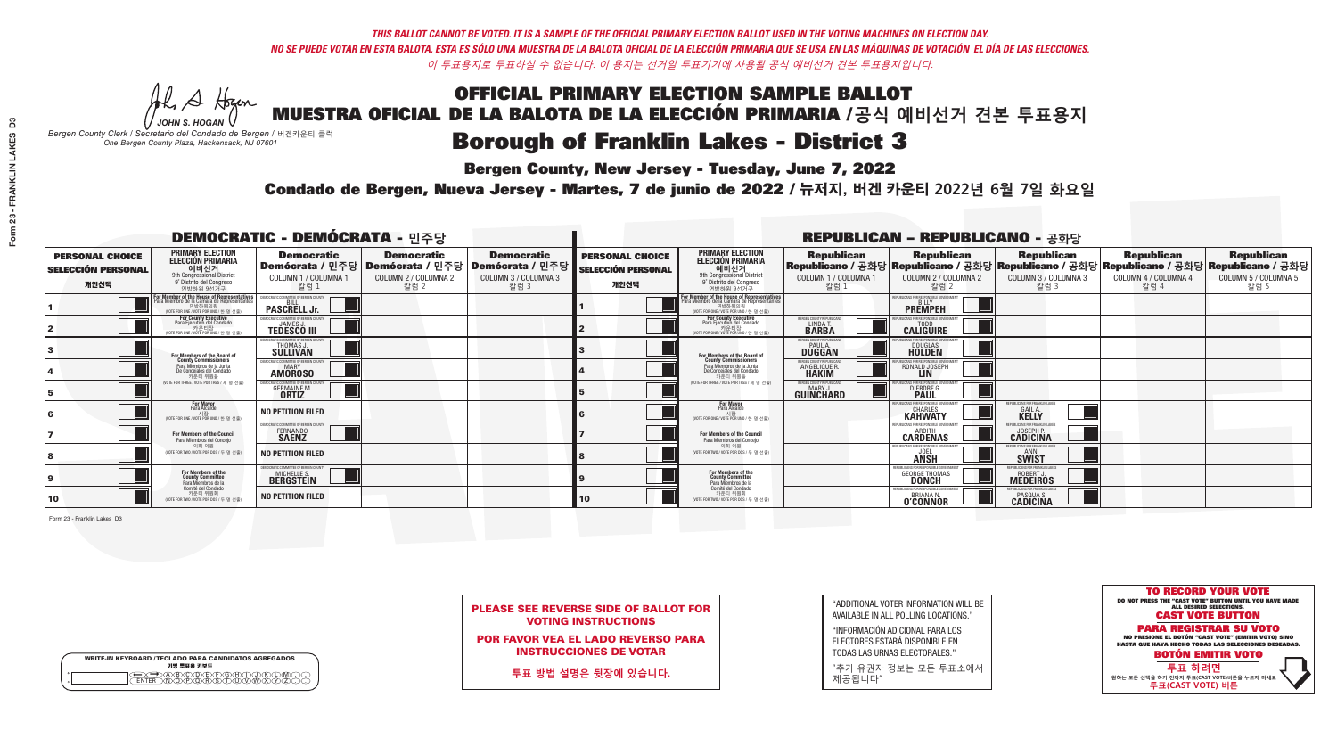THIS BALLOT CANNOT BE VOTED. IT IS A SAMPLE OF THE OFFICIAL PRIMARY ELECTION BALLOT USED IN THE VOTING MACHINES ON ELECTION DAY.
NO SE PUEDE VOTAR EN ESTA BALOTA. ESTA ES SÓLO UNA MUESTRA DE LA BALOTA OFICIAL DE LA ELECCIÓN PRIMARIA QUE SE USA EN LAS MÁQUINAS DE VOTACIÓN EL DÍA DE LAS ELECCIONES.
이 투표용지로 투표하실 수 없습니다. 이 용지는 선거일 투표기기에 사용될 공식 예비선거 견본 투표용지입니다.

JOHN S. HOGAN
Bergen County Clerk / Secretario del Condado de Bergen / 버겐카운티 클럭
One Bergen County Plaza, Hackensack, NJ 07601

# OFFICIAL PRIMARY ELECTION SAMPLE BALLOT
# MUESTRA OFICIAL DE LA BALOTA DE LA ELECCIÓN PRIMARIA /공식 예비선거 견본 투표용지
# Borough of Franklin Lakes - District 3

**Bergen County, New Jersey - Tuesday, June 7, 2022**

**Condado de Bergen, Nueva Jersey - Martes, 7 de junio de 2022 / 뉴저지, 버겐 카운티 2022년 6월 7일 화요일**

## DEMOCRATIC - DEMÓCRATA - 민주당

| PERSONAL CHOICE / SELECCIÓN PERSONAL / 개인선택 | PRIMARY ELECTION / ELECCIÓN PRIMARIA / 예비선거 (9th Congressional District / 9° Distrito del Congreso / 연방하원 9선거구) | Democratic / Demócrata / 민주당 COLUMN 1 / COLUMNA 1 / 칼럼 1 | Democratic / Demócrata / 민주당 COLUMN 2 / COLUMNA 2 / 칼럼 2 | Democratic / Demócrata / 민주당 COLUMN 3 / COLUMNA 3 / 칼럼 3 |
|---|---|---|---|---|
| 1 | For Member of the House of Representatives / Para Miembro de la Cámara de Representantes / 연방하원의원 (VOTE FOR ONE / VOTE POR UNO / 한 명 선출) | BILL PASCRELL Jr. | | |
| 2 | For County Executive / Para Ejecutivo del Condado / 카운티장 (VOTE FOR ONE / VOTE POR UNO / 한 명 선출) | JAMES J. TEDESCO III | | |
| 3 | For Members of the Board of County Commissioners / Para Miembros de la Junta De Concejales del Condado / 카운티 위원들 (VOTE FOR THREE / VOTE POR TRES / 세 명 선출) | THOMAS J. SULLIVAN | | |
| 4 | | MARY AMOROSO | | |
| 5 | | GERMAINE M. ORTIZ | | |
| 6 | For Mayor / Para Alcalde / 시장 (VOTE FOR ONE / VOTE POR UNO / 한 명 선출) | NO PETITION FILED | | |
| 7 | For Members of the Council / Para Miembros del Concejo / 의회 의원 (VOTE FOR TWO / VOTE POR DOS / 두 명 선출) | FERNANDO SAENZ | | |
| 8 | | NO PETITION FILED | | |
| 9 | For Members of the County Committee / Para Miembros de la Comité del Condado / 카운티 위원회 (VOTE FOR TWO / VOTE POR DOS / 두 명 선출) | MICHELLE S. BERGSTEIN | | |
| 10 | | NO PETITION FILED | | |

## REPUBLICAN - REPUBLICANO - 공화당

| PERSONAL CHOICE / SELECCIÓN PERSONAL / 개인선택 | PRIMARY ELECTION / ELECCIÓN PRIMARIA / 예비선거 (9th Congressional District / 9° Distrito del Congreso / 연방하원 9선거구) | Republican / Republicano / 공화당 COLUMN 1 / COLUMNA 1 / 칼럼 1 | Republican / Republicano / 공화당 COLUMN 2 / COLUMNA 2 / 칼럼 2 | Republican / Republicano / 공화당 COLUMN 3 / COLUMNA 3 / 칼럼 3 | Republican / Republicano / 공화당 COLUMN 4 / COLUMNA 4 / 칼럼 4 | Republican / Republicano / 공화당 COLUMN 5 / COLUMNA 5 / 칼럼 5 |
|---|---|---|---|---|---|---|
| 1 | For Member of the House of Representatives / Para Miembro de la Cámara de Representantes / 연방하원의원 (VOTE FOR ONE / VOTE POR UNO / 한 명 선출) | | BILLY PREMPEH | | | |
| 2 | For County Executive / Para Ejecutivo del Condado / 카운티장 (VOTE FOR ONE / VOTE POR UNO / 한 명 선출) | LINDA T. BARBA | TODD CALIGUIRE | | | |
| 3 | For Members of the Board of County Commissioners / Para Miembros de la Junta De Concejales del Condado / 카운티 위원들 (VOTE FOR THREE / VOTE POR TRES / 세 명 선출) | PAUL A. DUGGAN | DOUGLAS HOLDEN | | | |
| 4 | | ANGELIQUE R. HAKIM | RONALD JOSEPH LIN | | | |
| 5 | | MARY J. GUINCHARD | DIERDRE G. PAUL | | | |
| 6 | For Mayor / Para Alcalde / 시장 (VOTE FOR ONE / VOTE POR UNO / 한 명 선출) | | CHARLES KAHWATY | GAIL A. KELLY | | |
| 7 | For Members of the Council / Para Miembros del Concejo / 의회 의원 (VOTE FOR TWO / VOTE POR DOS / 두 명 선출) | | ARDITH CARDENAS | JOSEPH P. CADICINA | | |
| 8 | | | JOEL ANSH | ANN SWIST | | |
| 9 | For Members of the County Committee / Para Miembros de la Comité del Condado / 카운티 위원회 (VOTE FOR TWO / VOTE POR DOS / 두 명 선출) | | GEORGE THOMAS DONCH | ROBERT J. MEDEIROS | | |
| 10 | | | BRIANA N. O'CONNOR | PASQUA S. CADICINA | | |

Form 23 - Franklin Lakes D3

WRITE-IN KEYBOARD /TECLADO PARA CANDIDATOS AGREGADOS
기명 투표용 키보드

**PLEASE SEE REVERSE SIDE OF BALLOT FOR VOTING INSTRUCTIONS**

**POR FAVOR VEA EL LADO REVERSO PARA INSTRUCCIONES DE VOTAR**

**투표 방법 설명은 뒷장에 있습니다.**

"ADDITIONAL VOTER INFORMATION WILL BE AVAILABLE IN ALL POLLING LOCATIONS."

"INFORMACIÓN ADICIONAL PARA LOS ELECTORES ESTARÁ DISPONIBLE EN TODAS LAS URNAS ELECTORALES."

"추가 유권자 정보는 모든 투표소에서 제공됩니다"

**TO RECORD YOUR VOTE**
DO NOT PRESS THE "CAST VOTE" BUTTON UNTIL YOU HAVE MADE ALL DESIRED SELECTIONS.
**CAST VOTE BUTTON**
**PARA REGISTRAR SU VOTO**
NO PRESIONE EL BOTÓN "CAST VOTE" (EMITIR VOTO) SINO HASTA QUE HAYA HECHO TODAS LAS SELECCIONES DESEADAS.
**BOTÓN EMITIR VOTO**
**투표 하려면**
원하는 모든 선택을 하기 전까지 투표(CAST VOTE)버튼을 누르지 마세요
**투표(CAST VOTE) 버튼**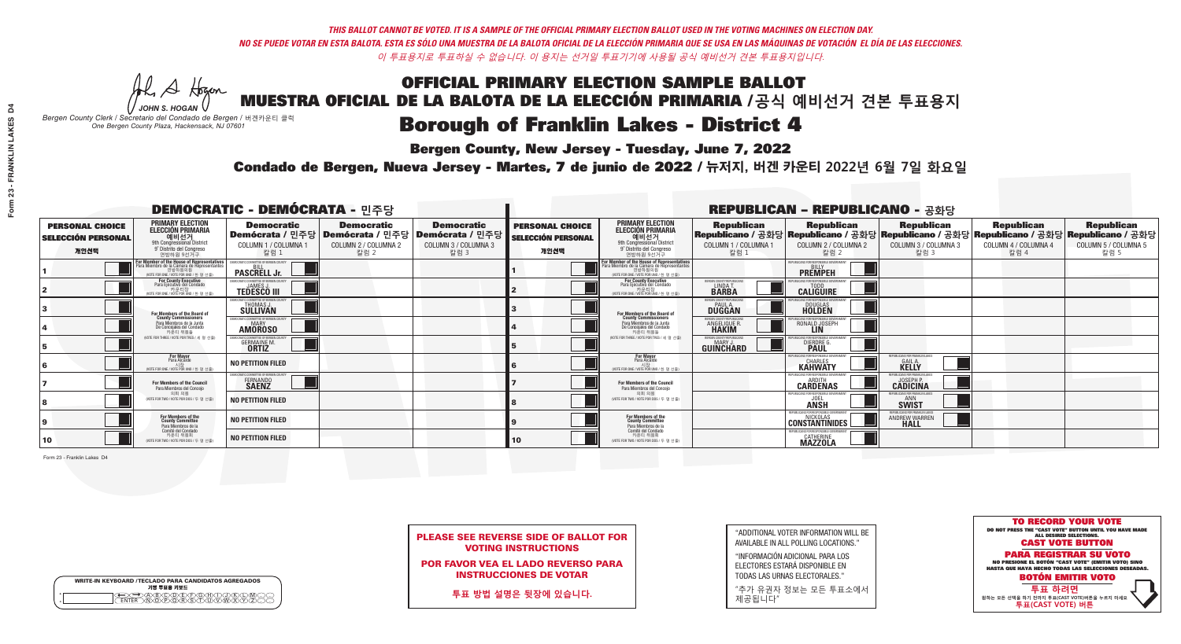*THIS BALLOT CANNOT BE VOTED. IT IS A SAMPLE OF THE OFFICIAL PRIMARY ELECTION BALLOT USED IN THE VOTING MACHINES ON ELECTION DAY.*
*NO SE PUEDE VOTAR EN ESTA BALOTA. ESTA ES SÓLO UNA MUESTRA DE LA BALOTA OFICIAL DE LA ELECCIÓN PRIMARIA QUE SE USA EN LAS MÁQUINAS DE VOTACIÓN EL DÍA DE LAS ELECCIONES.*
*이 투표용지로 투표하실 수 없습니다. 이 용지는 선거일 투표기기에 사용될 공식 예비선거 견본 투표용지입니다.*

JOHN S. HOGAN
*Bergen County Clerk / Secretario del Condado de Bergen / 버겐카운티 클럭*
*One Bergen County Plaza, Hackensack, NJ 07601*

# OFFICIAL PRIMARY ELECTION SAMPLE BALLOT
# MUESTRA OFICIAL DE LA BALOTA DE LA ELECCIÓN PRIMARIA /공식 예비선거 견본 투표용지
# Borough of Franklin Lakes - District 4

**Bergen County, New Jersey - Tuesday, June 7, 2022**

**Condado de Bergen, Nueva Jersey - Martes, 7 de junio de 2022 / 뉴저지, 버겐 카운티 2022년 6월 7일 화요일**

## DEMOCRATIC - DEMÓCRATA - 민주당

| PERSONAL CHOICE / SELECCIÓN PERSONAL / 개인선택 | PRIMARY ELECTION / ELECCIÓN PRIMARIA / 예비선거 / 9th Congressional District / 9° Distrito del Congreso / 연방하원 9선거구 | Democratic / Demócrata / 민주당 COLUMN 1 / COLUMNA 1 / 칼럼 1 | Democratic / Demócrata / 민주당 COLUMN 2 / COLUMNA 2 / 칼럼 2 | Democratic / Demócrata / 민주당 COLUMN 3 / COLUMNA 3 / 칼럼 3 |
|---|---|---|---|---|
| 1 | For Member of the House of Representatives / Para Miembro de la Cámara de Representantes / 연방하원의원 (VOTE FOR ONE / VOTE POR UNO / 한 명 선출) | BILL PASCRELL Jr. | | |
| 2 | For County Executive / Para Ejecutivo del Condado / 카운티장 (VOTE FOR ONE / VOTE POR UNO / 한 명 선출) | JAMES J. TEDESCO III | | |
| 3 | For Members of the Board of County Commissioners / Para Miembros de la Junta De Concejales del Condado / 카운티 위원들 (VOTE FOR THREE / VOTE POR TRES / 세 명 선출) | THOMAS J. SULLIVAN | | |
| 4 | | MARY AMOROSO | | |
| 5 | | GERMAINE M. ORTIZ | | |
| 6 | For Mayor / Para Alcalde / 시장 (VOTE FOR ONE / VOTE POR UNO / 한 명 선출) | NO PETITION FILED | | |
| 7 | For Members of the Council / Para Miembros del Concejo / 의회 의원 (VOTE FOR TWO / VOTE POR DOS / 두 명 선출) | FERNANDO SAENZ | | |
| 8 | | NO PETITION FILED | | |
| 9 | For Members of the County Committee / Para Miembros de la Comité del Condado / 카운티 위원회 (VOTE FOR TWO / VOTE POR DOS / 두 명 선출) | NO PETITION FILED | | |
| 10 | | NO PETITION FILED | | |

## REPUBLICAN - REPUBLICANO - 공화당

| PERSONAL CHOICE / SELECCIÓN PERSONAL / 개인선택 | PRIMARY ELECTION / ELECCIÓN PRIMARIA / 예비선거 / 9th Congressional District / 9° Distrito del Congreso / 연방하원 9선거구 | Republican / Republicano / 공화당 COLUMN 1 / COLUMNA 1 / 칼럼 1 | Republican / Republicano / 공화당 COLUMN 2 / COLUMNA 2 / 칼럼 2 | Republican / Republicano / 공화당 COLUMN 3 / COLUMNA 3 / 칼럼 3 | Republican / Republicano / 공화당 COLUMN 4 / COLUMNA 4 / 칼럼 4 | Republican / Republicano / 공화당 COLUMN 5 / COLUMNA 5 / 칼럼 5 |
|---|---|---|---|---|---|---|
| 1 | For Member of the House of Representatives / Para Miembro de la Cámara de Representantes / 연방하원의원 (VOTE FOR ONE / VOTE POR UNO / 한 명 선출) | | BILLY PREMPEH | | | |
| 2 | For County Executive / Para Ejecutivo del Condado / 카운티장 (VOTE FOR ONE / VOTE POR UNO / 한 명 선출) | LINDA T. BARBA | TODD CALIGUIRE | | | |
| 3 | For Members of the Board of County Commissioners / Para Miembros de la Junta De Concejales del Condado / 카운티 위원들 (VOTE FOR THREE / VOTE POR TRES / 세 명 선출) | PAUL A. DUGGAN | DOUGLAS HOLDEN | | | |
| 4 | | ANGELIQUE R. HAKIM | RONALD JOSEPH LIN | | | |
| 5 | | MARY J. GUINCHARD | DIERDRE G. PAUL | | | |
| 6 | For Mayor / Para Alcalde / 시장 (VOTE FOR ONE / VOTE POR UNO / 한 명 선출) | | CHARLES KAHWATY | GAIL A. KELLY | | |
| 7 | For Members of the Council / Para Miembros del Concejo / 의회 의원 (VOTE FOR TWO / VOTE POR DOS / 두 명 선출) | | ARDITH CARDENAS | JOSEPH P. CADICINA | | |
| 8 | | | JOEL ANSH | ANN SWIST | | |
| 9 | For Members of the County Committee / Para Miembros de la Comité del Condado / 카운티 위원회 (VOTE FOR TWO / VOTE POR DOS / 두 명 선출) | | NICKOLAS CONSTANTINIDES | ANDREW WARREN HALL | | |
| 10 | | | CATHERINE MAZZOLA | | | |

Form 23 - Franklin Lakes D4

**PLEASE SEE REVERSE SIDE OF BALLOT FOR VOTING INSTRUCTIONS**

**POR FAVOR VEA EL LADO REVERSO PARA INSTRUCCIONES DE VOTAR**

**투표 방법 설명은 뒷장에 있습니다.**

"ADDITIONAL VOTER INFORMATION WILL BE AVAILABLE IN ALL POLLING LOCATIONS."

"INFORMACIÓN ADICIONAL PARA LOS ELECTORES ESTARÁ DISPONIBLE EN TODAS LAS URNAS ELECTORALES."

"추가 유권자 정보는 모든 투표소에서 제공됩니다"

**TO RECORD YOUR VOTE**
DO NOT PRESS THE "CAST VOTE" BUTTON UNTIL YOU HAVE MADE ALL DESIRED SELECTIONS.
**CAST VOTE BUTTON**

**PARA REGISTRAR SU VOTO**
NO PRESIONE EL BOTÓN "CAST VOTE" (EMITIR VOTO) SINO HASTA QUE HAYA HECHO TODAS LAS SELECCIONES DESEADAS.
**BOTÓN EMITIR VOTO**

**투표 하려면**
원하는 모든 선택을 하기 전까지 투표(CAST VOTE)버튼을 누르지 마세요
**투표(CAST VOTE) 버튼**

WRITE-IN KEYBOARD /TECLADO PARA CANDIDATOS AGREGADOS
기명 투표용 키보드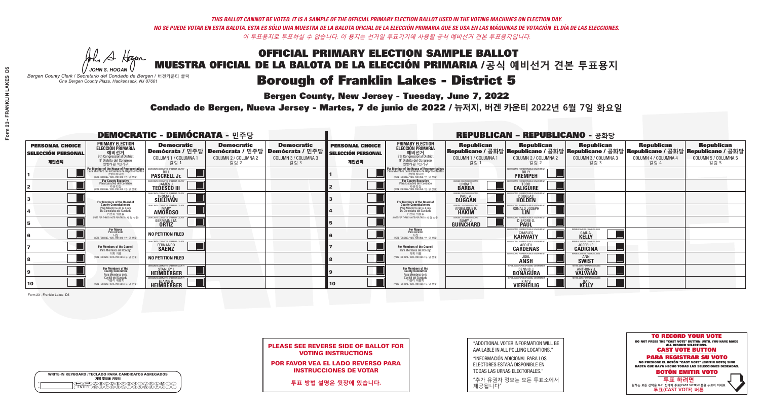*THIS BALLOT CANNOT BE VOTED. IT IS A SAMPLE OF THE OFFICIAL PRIMARY ELECTION BALLOT USED IN THE VOTING MACHINES ON ELECTION DAY.*
*NO SE PUEDE VOTAR EN ESTA BALOTA. ESTA ES SÓLO UNA MUESTRA DE LA BALOTA OFICIAL DE LA ELECCIÓN PRIMARIA QUE SE USA EN LAS MÁQUINAS DE VOTACIÓN EL DÍA DE LAS ELECCIONES.*
*이 투표용지로 투표하실 수 없습니다. 이 용지는 선거일 투표기기에 사용될 공식 예비선거 견본 투표용지입니다.*

JOHN S. HOGAN
Bergen County Clerk / Secretario del Condado de Bergen / 버겐카운티 클럭
One Bergen County Plaza, Hackensack, NJ 07601

# OFFICIAL PRIMARY ELECTION SAMPLE BALLOT
# MUESTRA OFICIAL DE LA BALOTA DE LA ELECCIÓN PRIMARIA /공식 예비선거 견본 투표용지
# Borough of Franklin Lakes - District 5

**Bergen County, New Jersey - Tuesday, June 7, 2022**

**Condado de Bergen, Nueva Jersey - Martes, 7 de junio de 2022 / 뉴저지, 버겐 카운티 2022년 6월 7일 화요일**

## DEMOCRATIC - DEMÓCRATA - 민주당

| PERSONAL CHOICE / SELECCIÓN PERSONAL / 개인선택 | PRIMARY ELECTION / ELECCIÓN PRIMARIA / 예비선거 / 9th Congressional District / 9° Distrito del Congreso / 연방하원 9선거구 | Democratic / Demócrata / 민주당 COLUMN 1 / COLUMNA 1 / 칼럼 1 | Democratic / Demócrata / 민주당 COLUMN 2 / COLUMNA 2 / 칼럼 2 | Democratic / Demócrata / 민주당 COLUMN 3 / COLUMNA 3 / 칼럼 3 |
|---|---|---|---|---|
| 1 | For Member of the House of Representatives / Para Miembro de la Cámara de Representantes / 연방하원의원 (VOTE FOR ONE / VOTE POR UNO / 한 명 선출) | BILL PASCRELL Jr. | | |
| 2 | For County Executive / Para Ejecutivo del Condado / 카운티장 (VOTE FOR ONE / VOTE POR UNO / 한 명 선출) | JAMES J. TEDESCO III | | |
| 3 | For Members of the Board of County Commissioners / Para Miembros de la Junta De Concejales del Condado / 카운티 위원들 (VOTE FOR THREE / VOTE POR TRES / 세 명 선출) | THOMAS J. SULLIVAN | | |
| 4 | | MARY AMOROSO | | |
| 5 | | GERMAINE M. ORTIZ | | |
| 6 | For Mayor / Para Alcalde / 시장 (VOTE FOR ONE / VOTE POR UNO / 한 명 선출) | NO PETITION FILED | | |
| 7 | For Members of the Council / Para Miembros del Concejo / 의회 의원 (VOTE FOR TWO / VOTE POR DOS / 두 명 선출) | FERNANDO SAENZ | | |
| 8 | | NO PETITION FILED | | |
| 9 | For Members of the County Committee / Para Miembros de la Comité del Condado / 카운티 위원회 (VOTE FOR TWO / VOTE POR DOS / 두 명 선출) | STANLEY I. HEIMBERGER | | |
| 10 | | ELAINE R. HEIMBERGER | | |

## REPUBLICAN - REPUBLICANO - 공화당

| PERSONAL CHOICE / SELECCIÓN PERSONAL / 개인선택 | PRIMARY ELECTION / ELECCIÓN PRIMARIA / 예비선거 / 9th Congressional District / 9° Distrito del Congreso / 연방하원 9선거구 | Republican / Republicano / 공화당 COLUMN 1 / COLUMNA 1 / 칼럼 1 | Republican / Republicano / 공화당 COLUMN 2 / COLUMNA 2 / 칼럼 2 | Republican / Republicano / 공화당 COLUMN 3 / COLUMNA 3 / 칼럼 3 | Republican / Republicano / 공화당 COLUMN 4 / COLUMNA 4 / 칼럼 4 | Republican / Republicano / 공화당 COLUMN 5 / COLUMNA 5 / 칼럼 5 |
|---|---|---|---|---|---|---|
| 1 | For Member of the House of Representatives / Para Miembro de la Cámara de Representantes / 연방하원의원 (VOTE FOR ONE / VOTE POR UNO / 한 명 선출) | | BILLY PREMPEH | | | |
| 2 | For County Executive / Para Ejecutivo del Condado / 카운티장 (VOTE FOR ONE / VOTE POR UNO / 한 명 선출) | LINDA T. BARBA | TODD CALIGUIRE | | | |
| 3 | For Members of the Board of County Commissioners / Para Miembros de la Junta De Concejales del Condado / 카운티 위원들 (VOTE FOR THREE / VOTE POR TRES / 세 명 선출) | PAUL A. DUGGAN | DOUGLAS HOLDEN | | | |
| 4 | | ANGELIQUE R. HAKIM | RONALD JOSEPH LIN | | | |
| 5 | | MARY J. GUINCHARD | DIERDRE G. PAUL | | | |
| 6 | For Mayor / Para Alcalde / 시장 (VOTE FOR ONE / VOTE POR UNO / 한 명 선출) | | CHARLES KAHWATY | GAIL A. KELLY | | |
| 7 | For Members of the Council / Para Miembros del Concejo / 의회 의원 (VOTE FOR TWO / VOTE POR DOS / 두 명 선출) | | ARDITH CARDENAS | JOSEPH P. CADICINA | | |
| 8 | | | JOEL ANSH | ANN SWIST | | |
| 9 | For Members of the County Committee / Para Miembros de la Comité del Condado / 카운티 위원회 (VOTE FOR TWO / VOTE POR DOS / 두 명 선출) | | DENNIS J. BONAGURA | ANTHONY J. VALVANO | | |
| 10 | | | KIM V. VIERHEILIG | GAIL KELLY | | |

Form 23 - Franklin Lakes D5

**PLEASE SEE REVERSE SIDE OF BALLOT FOR VOTING INSTRUCTIONS**

**POR FAVOR VEA EL LADO REVERSO PARA INSTRUCCIONES DE VOTAR**

**투표 방법 설명은 뒷장에 있습니다.**

"ADDITIONAL VOTER INFORMATION WILL BE AVAILABLE IN ALL POLLING LOCATIONS."

"INFORMACIÓN ADICIONAL PARA LOS ELECTORES ESTARÁ DISPONIBLE EN TODAS LAS URNAS ELECTORALES."

"추가 유권자 정보는 모든 투표소에서 제공됩니다"

WRITE-IN KEYBOARD /TECLADO PARA CANDIDATOS AGREGADOS
기명 투표용 키보드

**TO RECORD YOUR VOTE**
DO NOT PRESS THE "CAST VOTE" BUTTON UNTIL YOU HAVE MADE ALL DESIRED SELECTIONS.
**CAST VOTE BUTTON**

**PARA REGISTRAR SU VOTO**
NO PRESIONE EL BOTÓN "CAST VOTE" (EMITIR VOTO) SINO HASTA QUE HAYA HECHO TODAS LAS SELECCIONES DESEADAS.
**BOTÓN EMITIR VOTO**

**투표 하려면**
원하는 모든 선택을 하기 전까지 투표(CAST VOTE)버튼을 누르지 마세요.
**투표(CAST VOTE) 버튼**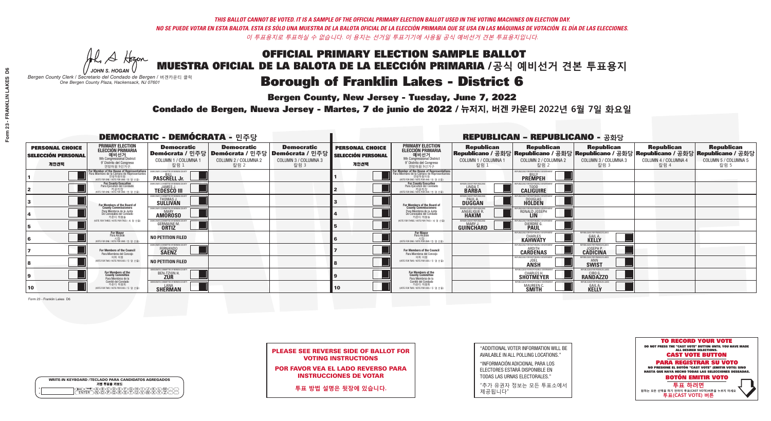*THIS BALLOT CANNOT BE VOTED. IT IS A SAMPLE OF THE OFFICIAL PRIMARY ELECTION BALLOT USED IN THE VOTING MACHINES ON ELECTION DAY.*
*NO SE PUEDE VOTAR EN ESTA BALOTA. ESTA ES SÓLO UNA MUESTRA DE LA BALOTA OFICIAL DE LA ELECCIÓN PRIMARIA QUE SE USA EN LAS MÁQUINAS DE VOTACIÓN EL DÍA DE LAS ELECCIONES.*
*이 투표용지로 투표하실 수 없습니다. 이 용지는 선거일 투표기기에 사용될 공식 예비선거 견본 투표용지입니다.*

JOHN S. HOGAN
Bergen County Clerk / Secretario del Condado de Bergen / 버겐카운티 클럭
One Bergen County Plaza, Hackensack, NJ 07601

# OFFICIAL PRIMARY ELECTION SAMPLE BALLOT
# MUESTRA OFICIAL DE LA BALOTA DE LA ELECCIÓN PRIMARIA /공식 예비선거 견본 투표용지
# Borough of Franklin Lakes - District 6

**Bergen County, New Jersey - Tuesday, June 7, 2022**

**Condado de Bergen, Nueva Jersey - Martes, 7 de junio de 2022 / 뉴저지, 버겐 카운티 2022년 6월 7일 화요일**

## DEMOCRATIC - DEMÓCRATA - 민주당

| PERSONAL CHOICE / SELECCIÓN PERSONAL / 개인선택 | PRIMARY ELECTION / ELECCIÓN PRIMARIA / 예비선거 (9th Congressional District / 9° Distrito del Congreso / 연방하원 9선거구) | Democratic / Demócrata / 민주당 COLUMN 1 / COLUMNA 1 / 칼럼 1 | Democratic / Demócrata / 민주당 COLUMN 2 / COLUMNA 2 / 칼럼 2 | Democratic / Demócrata / 민주당 COLUMN 3 / COLUMNA 3 / 칼럼 3 |
|---|---|---|---|---|
| 1 | For Member of the House of Representatives / Para Miembro de la Cámara de Representantes / 연방하원의원 (VOTE FOR ONE / VOTE POR UNO / 한 명 선출) | BILL PASCRELL Jr. | | |
| 2 | For County Executive / Para Ejecutivo del Condado / 카운티장 (VOTE FOR ONE / VOTE POR UNO / 한 명 선출) | JAMES J. TEDESCO III | | |
| 3 | For Members of the Board of County Commissioners / Para Miembros de la Junta De Concejales del Condado / 카운티 위원들 (VOTE FOR THREE / VOTE POR TRES / 세 명 선출) | THOMAS J. SULLIVAN | | |
| 4 | | MARY AMOROSO | | |
| 5 | | GERMAINE M. ORTIZ | | |
| 6 | For Mayor / Para Alcalde / 시장 (VOTE FOR ONE / VOTE POR UNO / 한 명 선출) | NO PETITION FILED | | |
| 7 | For Members of the Council / Para Miembros del Concejo / 의회 의원 (VOTE FOR TWO / VOTE POR DOS / 두 명 선출) | FERNANDO SAENZ | | |
| 8 | | NO PETITION FILED | | |
| 9 | For Members of the County Committee / Para Miembros de la Comité del Condado / 카운티 위원회 (VOTE FOR TWO / VOTE POR DOS / 두 명 선출) | BEN-TZION H. ZUR | | |
| 10 | | LANA SHERMAN | | |

## REPUBLICAN - REPUBLICANO - 공화당

| PERSONAL CHOICE / SELECCIÓN PERSONAL / 개인선택 | PRIMARY ELECTION / ELECCIÓN PRIMARIA / 예비선거 (9th Congressional District / 9° Distrito del Congreso / 연방하원 9선거구) | Republican / Republicano / 공화당 COLUMN 1 / COLUMNA 1 / 칼럼 1 | Republican / Republicano / 공화당 COLUMN 2 / COLUMNA 2 / 칼럼 2 | Republican / Republicano / 공화당 COLUMN 3 / COLUMNA 3 / 칼럼 3 | Republican / Republicano / 공화당 COLUMN 4 / COLUMNA 4 / 칼럼 4 | Republican / Republicano / 공화당 COLUMN 5 / COLUMNA 5 / 칼럼 5 |
|---|---|---|---|---|---|---|
| 1 | For Member of the House of Representatives / Para Miembro de la Cámara de Representantes / 연방하원의원 (VOTE FOR ONE / VOTE POR UNO / 한 명 선출) | | BILLY PREMPEH | | | |
| 2 | For County Executive / Para Ejecutivo del Condado / 카운티장 (VOTE FOR ONE / VOTE POR UNO / 한 명 선출) | LINDA T. BARBA | TODD CALIGUIRE | | | |
| 3 | For Members of the Board of County Commissioners / Para Miembros de la Junta De Concejales del Condado / 카운티 위원들 (VOTE FOR THREE / VOTE POR TRES / 세 명 선출) | PAUL A. DUGGAN | DOUGLAS HOLDEN | | | |
| 4 | | ANGELIQUE R. HAKIM | RONALD JOSEPH LIN | | | |
| 5 | | MARY J. GUINCHARD | DIERDRE G. PAUL | | | |
| 6 | For Mayor / Para Alcalde / 시장 (VOTE FOR ONE / VOTE POR UNO / 한 명 선출) | | CHARLES KAHWATY | GAIL A. KELLY | | |
| 7 | For Members of the Council / Para Miembros del Concejo / 의회 의원 (VOTE FOR TWO / VOTE POR DOS / 두 명 선출) | | ARDITH CARDENAS | JOSEPH P. CADICINA | | |
| 8 | | | JOEL ANSH | ANN SWIST | | |
| 9 | For Members of the County Committee / Para Miembros de la Comité del Condado / 카운티 위원회 (VOTE FOR TWO / VOTE POR DOS / 두 명 선출) | | CHARLES H. SHOTMEYER | CIRO G. RANDAZZO | | |
| 10 | | | MAUREEN C. SMITH | GAIL A. KELLY | | |

Form 23 - Franklin Lakes D6

WRITE-IN KEYBOARD /TECLADO PARA CANDIDATOS AGREGADOS
기명 투표용 키보드

**PLEASE SEE REVERSE SIDE OF BALLOT FOR VOTING INSTRUCTIONS**

**POR FAVOR VEA EL LADO REVERSO PARA INSTRUCCIONES DE VOTAR**

**투표 방법 설명은 뒷장에 있습니다.**

"ADDITIONAL VOTER INFORMATION WILL BE AVAILABLE IN ALL POLLING LOCATIONS."

"INFORMACIÓN ADICIONAL PARA LOS ELECTORES ESTARÁ DISPONIBLE EN TODAS LAS URNAS ELECTORALES."

"추가 유권자 정보는 모든 투표소에서 제공됩니다"

**TO RECORD YOUR VOTE**
DO NOT PRESS THE "CAST VOTE" BUTTON UNTIL YOU HAVE MADE ALL DESIRED SELECTIONS.
**CAST VOTE BUTTON**

**PARA REGISTRAR SU VOTO**
NO PRESIONE EL BOTÓN "CAST VOTE" (EMITIR VOTO) SINO HASTA QUE HAYA HECHO TODAS LAS SELECCIONES DESEADAS.
**BOTÓN EMITIR VOTO**

**투표 하려면**
원하는 모든 선택을 하기 전까지 투표(CAST VOTE)버튼을 누르지 마세요.
**투표(CAST VOTE) 버튼**